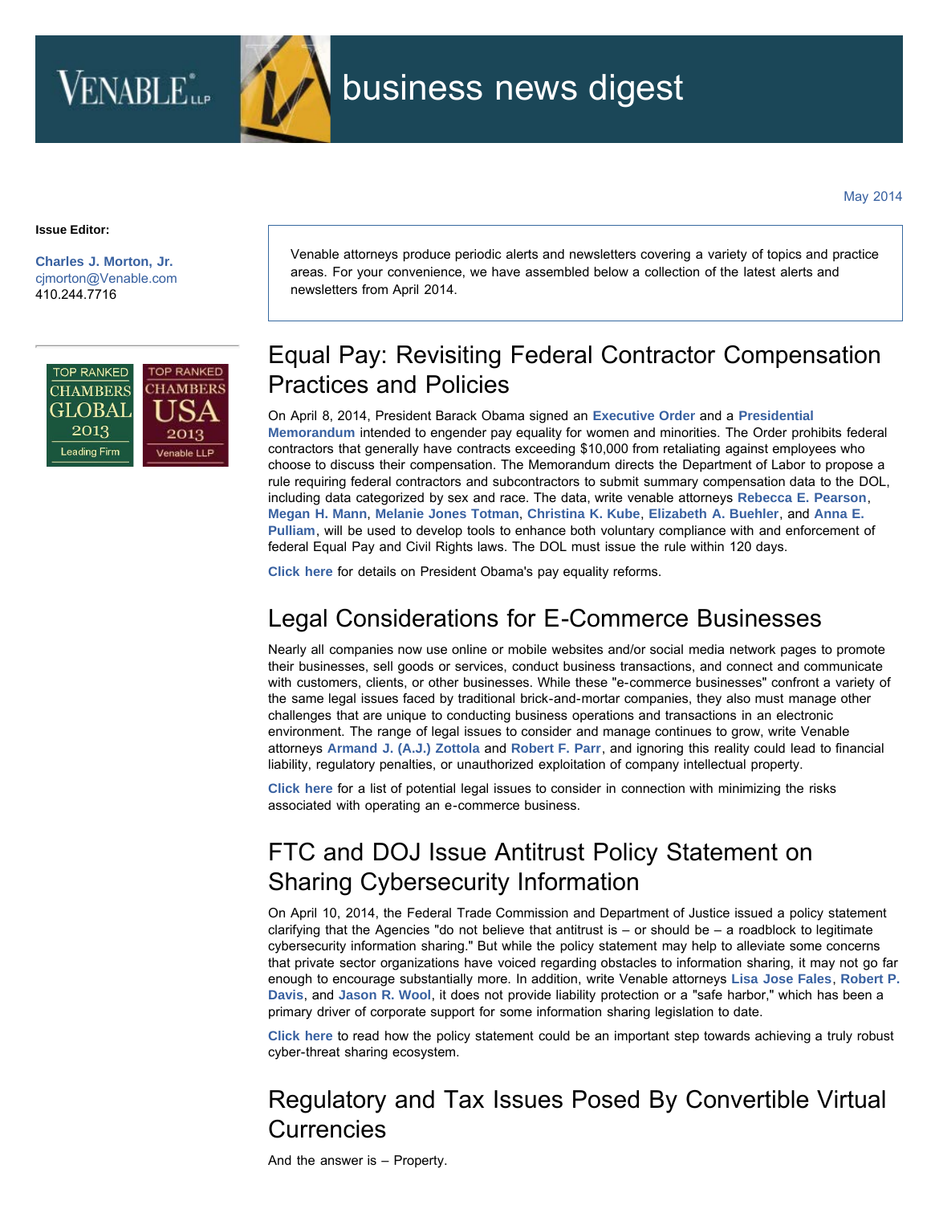# business news digest

May 2014

**Issue Editor:**

**Charles J. Morton, Jr.**
cjmorton@Venable.com
410.244.7716

TOP RANKED CHAMBERS GLOBAL 2013 Leading Firm

TOP RANKED CHAMBERS USA 2013 Venable LLP

Venable attorneys produce periodic alerts and newsletters covering a variety of topics and practice areas. For your convenience, we have assembled below a collection of the latest alerts and newsletters from April 2014.

## Equal Pay: Revisiting Federal Contractor Compensation Practices and Policies

On April 8, 2014, President Barack Obama signed an **Executive Order** and a **Presidential Memorandum** intended to engender pay equality for women and minorities. The Order prohibits federal contractors that generally have contracts exceeding $10,000 from retaliating against employees who choose to discuss their compensation. The Memorandum directs the Department of Labor to propose a rule requiring federal contractors and subcontractors to submit summary compensation data to the DOL, including data categorized by sex and race. The data, write venable attorneys **Rebecca E. Pearson**, **Megan H. Mann**, **Melanie Jones Totman**, **Christina K. Kube**, **Elizabeth A. Buehler**, and **Anna E. Pulliam**, will be used to develop tools to enhance both voluntary compliance with and enforcement of federal Equal Pay and Civil Rights laws. The DOL must issue the rule within 120 days.

**Click here** for details on President Obama's pay equality reforms.

## Legal Considerations for E-Commerce Businesses

Nearly all companies now use online or mobile websites and/or social media network pages to promote their businesses, sell goods or services, conduct business transactions, and connect and communicate with customers, clients, or other businesses. While these "e-commerce businesses" confront a variety of the same legal issues faced by traditional brick-and-mortar companies, they also must manage other challenges that are unique to conducting business operations and transactions in an electronic environment. The range of legal issues to consider and manage continues to grow, write Venable attorneys **Armand J. (A.J.) Zottola** and **Robert F. Parr**, and ignoring this reality could lead to financial liability, regulatory penalties, or unauthorized exploitation of company intellectual property.

**Click here** for a list of potential legal issues to consider in connection with minimizing the risks associated with operating an e-commerce business.

## FTC and DOJ Issue Antitrust Policy Statement on Sharing Cybersecurity Information

On April 10, 2014, the Federal Trade Commission and Department of Justice issued a policy statement clarifying that the Agencies "do not believe that antitrust is – or should be – a roadblock to legitimate cybersecurity information sharing." But while the policy statement may help to alleviate some concerns that private sector organizations have voiced regarding obstacles to information sharing, it may not go far enough to encourage substantially more. In addition, write Venable attorneys **Lisa Jose Fales**, **Robert P. Davis**, and **Jason R. Wool**, it does not provide liability protection or a "safe harbor," which has been a primary driver of corporate support for some information sharing legislation to date.

**Click here** to read how the policy statement could be an important step towards achieving a truly robust cyber-threat sharing ecosystem.

## Regulatory and Tax Issues Posed By Convertible Virtual Currencies

And the answer is – Property.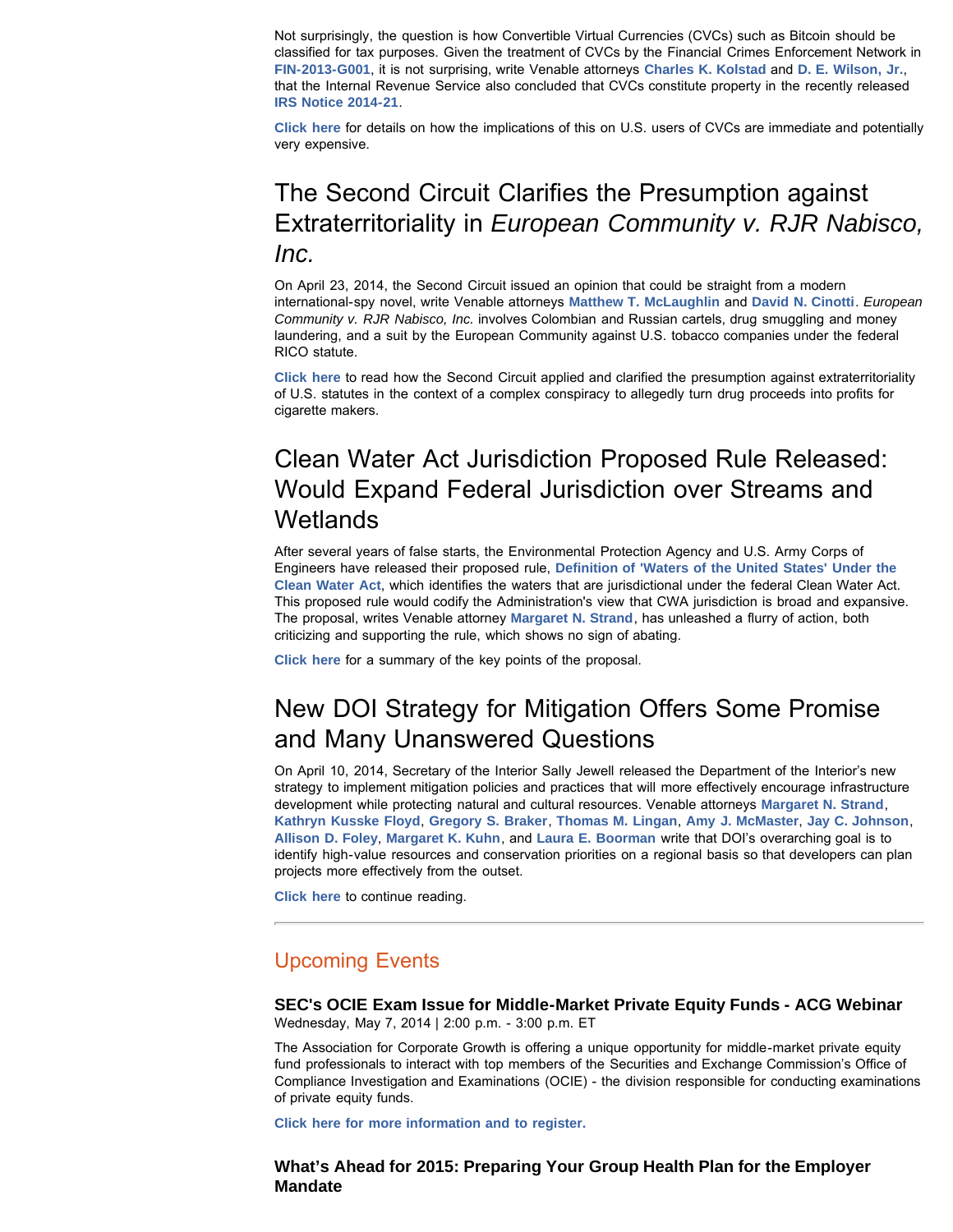Not surprisingly, the question is how Convertible Virtual Currencies (CVCs) such as Bitcoin should be classified for tax purposes. Given the treatment of CVCs by the Financial Crimes Enforcement Network in **FIN-2013-G001**, it is not surprising, write Venable attorneys **Charles K. Kolstad** and **D. E. Wilson, Jr.**, that the Internal Revenue Service also concluded that CVCs constitute property in the recently released **IRS Notice 2014-21**.

**Click here** for details on how the implications of this on U.S. users of CVCs are immediate and potentially very expensive.

## The Second Circuit Clarifies the Presumption against Extraterritoriality in *European Community v. RJR Nabisco, Inc.*

On April 23, 2014, the Second Circuit issued an opinion that could be straight from a modern international-spy novel, write Venable attorneys **Matthew T. McLaughlin** and **David N. Cinotti**. *European Community v. RJR Nabisco, Inc.* involves Colombian and Russian cartels, drug smuggling and money laundering, and a suit by the European Community against U.S. tobacco companies under the federal RICO statute.

**Click here** to read how the Second Circuit applied and clarified the presumption against extraterritoriality of U.S. statutes in the context of a complex conspiracy to allegedly turn drug proceeds into profits for cigarette makers.

## Clean Water Act Jurisdiction Proposed Rule Released: Would Expand Federal Jurisdiction over Streams and Wetlands

After several years of false starts, the Environmental Protection Agency and U.S. Army Corps of Engineers have released their proposed rule, **Definition of 'Waters of the United States' Under the Clean Water Act**, which identifies the waters that are jurisdictional under the federal Clean Water Act. This proposed rule would codify the Administration's view that CWA jurisdiction is broad and expansive. The proposal, writes Venable attorney **Margaret N. Strand**, has unleashed a flurry of action, both criticizing and supporting the rule, which shows no sign of abating.

**Click here** for a summary of the key points of the proposal.

## New DOI Strategy for Mitigation Offers Some Promise and Many Unanswered Questions

On April 10, 2014, Secretary of the Interior Sally Jewell released the Department of the Interior's new strategy to implement mitigation policies and practices that will more effectively encourage infrastructure development while protecting natural and cultural resources. Venable attorneys **Margaret N. Strand**, **Kathryn Kusske Floyd**, **Gregory S. Braker**, **Thomas M. Lingan**, **Amy J. McMaster**, **Jay C. Johnson**, **Allison D. Foley**, **Margaret K. Kuhn**, and **Laura E. Boorman** write that DOI's overarching goal is to identify high-value resources and conservation priorities on a regional basis so that developers can plan projects more effectively from the outset.

**Click here** to continue reading.

---

## Upcoming Events

### SEC's OCIE Exam Issue for Middle-Market Private Equity Funds - ACG Webinar

Wednesday, May 7, 2014 | 2:00 p.m. - 3:00 p.m. ET

The Association for Corporate Growth is offering a unique opportunity for middle-market private equity fund professionals to interact with top members of the Securities and Exchange Commission's Office of Compliance Investigation and Examinations (OCIE) - the division responsible for conducting examinations of private equity funds.

**Click here for more information and to register.**

### What's Ahead for 2015: Preparing Your Group Health Plan for the Employer Mandate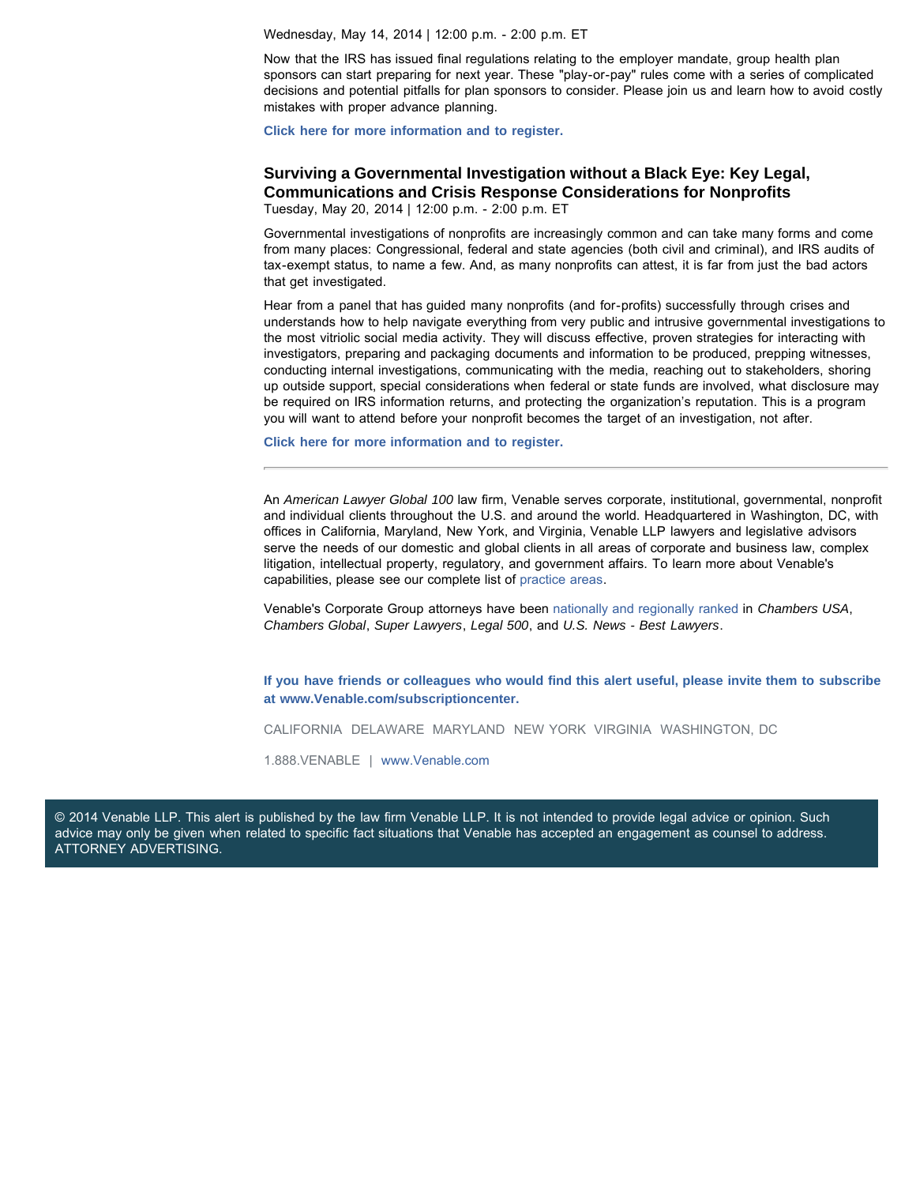Wednesday, May 14, 2014 | 12:00 p.m. - 2:00 p.m. ET

Now that the IRS has issued final regulations relating to the employer mandate, group health plan sponsors can start preparing for next year. These "play-or-pay" rules come with a series of complicated decisions and potential pitfalls for plan sponsors to consider. Please join us and learn how to avoid costly mistakes with proper advance planning.

**Click here for more information and to register.**

### Surviving a Governmental Investigation without a Black Eye: Key Legal, Communications and Crisis Response Considerations for Nonprofits

Tuesday, May 20, 2014 | 12:00 p.m. - 2:00 p.m. ET

Governmental investigations of nonprofits are increasingly common and can take many forms and come from many places: Congressional, federal and state agencies (both civil and criminal), and IRS audits of tax-exempt status, to name a few. And, as many nonprofits can attest, it is far from just the bad actors that get investigated.

Hear from a panel that has guided many nonprofits (and for-profits) successfully through crises and understands how to help navigate everything from very public and intrusive governmental investigations to the most vitriolic social media activity. They will discuss effective, proven strategies for interacting with investigators, preparing and packaging documents and information to be produced, prepping witnesses, conducting internal investigations, communicating with the media, reaching out to stakeholders, shoring up outside support, special considerations when federal or state funds are involved, what disclosure may be required on IRS information returns, and protecting the organization's reputation. This is a program you will want to attend before your nonprofit becomes the target of an investigation, not after.

**Click here for more information and to register.**

---

An *American Lawyer Global 100* law firm, Venable serves corporate, institutional, governmental, nonprofit and individual clients throughout the U.S. and around the world. Headquartered in Washington, DC, with offices in California, Maryland, New York, and Virginia, Venable LLP lawyers and legislative advisors serve the needs of our domestic and global clients in all areas of corporate and business law, complex litigation, intellectual property, regulatory, and government affairs. To learn more about Venable's capabilities, please see our complete list of practice areas.

Venable's Corporate Group attorneys have been nationally and regionally ranked in *Chambers USA*, *Chambers Global*, *Super Lawyers*, *Legal 500*, and *U.S. News - Best Lawyers*.

**If you have friends or colleagues who would find this alert useful, please invite them to subscribe at www.Venable.com/subscriptioncenter.**

CALIFORNIA DELAWARE MARYLAND NEW YORK VIRGINIA WASHINGTON, DC

1.888.VENABLE | www.Venable.com

© 2014 Venable LLP. This alert is published by the law firm Venable LLP. It is not intended to provide legal advice or opinion. Such advice may only be given when related to specific fact situations that Venable has accepted an engagement as counsel to address. ATTORNEY ADVERTISING.